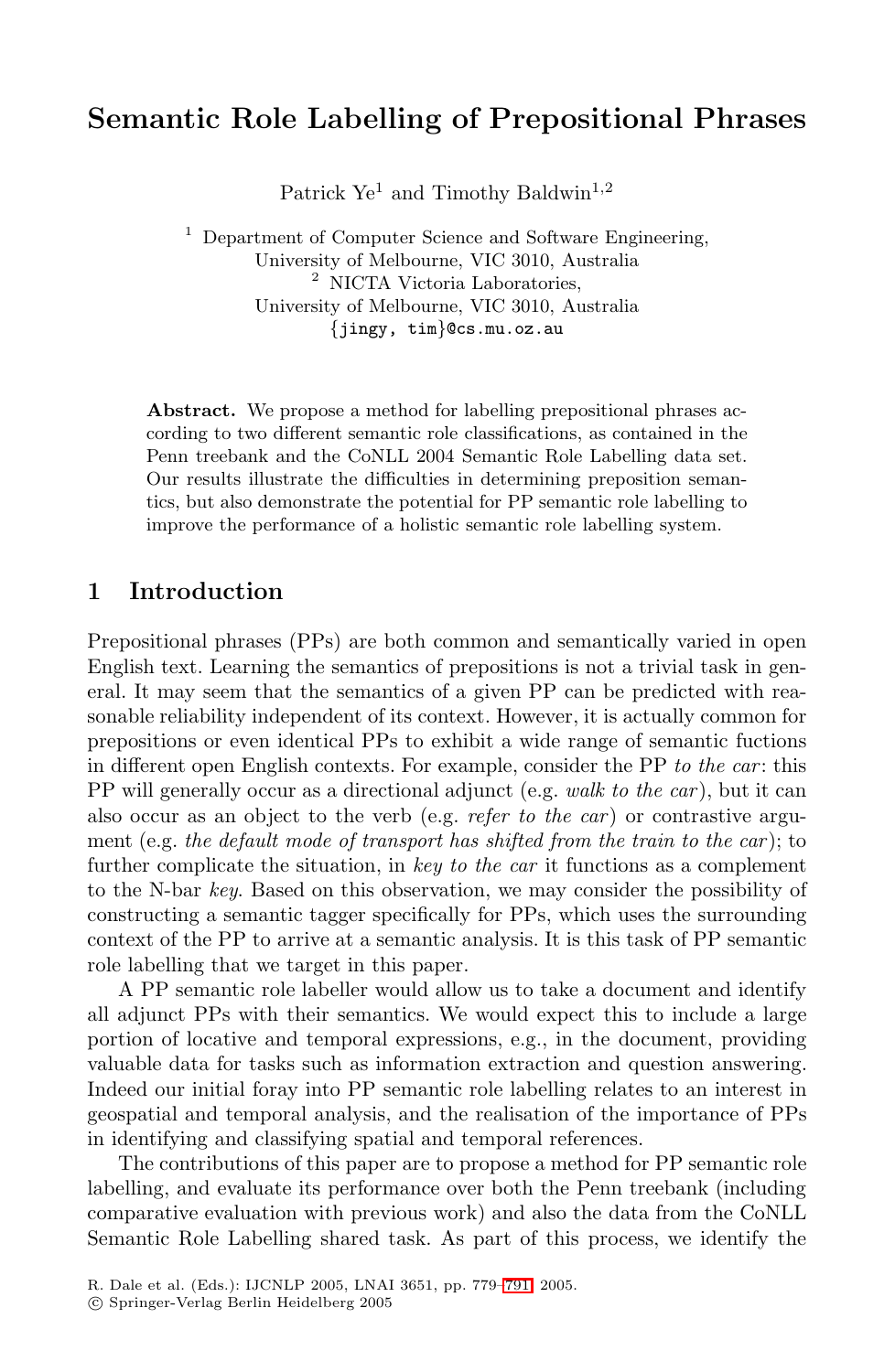# Semantic Role Labelling of Prepositional Phrases

Patrick Ye[1] and Timothy Baldwin[1,2]

[1] Department of Computer Science and Software Engineering, University of Melbourne, VIC 3010, Australia
[2] NICTA Victoria Laboratories, University of Melbourne, VIC 3010, Australia
{jingy, tim}@cs.mu.oz.au

**Abstract.** We propose a method for labelling prepositional phrases according to two different semantic role classifications, as contained in the Penn treebank and the CoNLL 2004 Semantic Role Labelling data set. Our results illustrate the difficulties in determining preposition semantics, but also demonstrate the potential for PP semantic role labelling to improve the performance of a holistic semantic role labelling system.

## 1 Introduction

Prepositional phrases (PPs) are both common and semantically varied in open English text. Learning the semantics of prepositions is not a trivial task in general. It may seem that the semantics of a given PP can be predicted with reasonable reliability independent of its context. However, it is actually common for prepositions or even identical PPs to exhibit a wide range of semantic fuctions in different open English contexts. For example, consider the PP *to the car*: this PP will generally occur as a directional adjunct (e.g. *walk to the car*), but it can also occur as an object to the verb (e.g. *refer to the car*) or contrastive argument (e.g. *the default mode of transport has shifted from the train to the car*); to further complicate the situation, in *key to the car* it functions as a complement to the N-bar *key*. Based on this observation, we may consider the possibility of constructing a semantic tagger specifically for PPs, which uses the surrounding context of the PP to arrive at a semantic analysis. It is this task of PP semantic role labelling that we target in this paper.

A PP semantic role labeller would allow us to take a document and identify all adjunct PPs with their semantics. We would expect this to include a large portion of locative and temporal expressions, e.g., in the document, providing valuable data for tasks such as information extraction and question answering. Indeed our initial foray into PP semantic role labelling relates to an interest in geospatial and temporal analysis, and the realisation of the importance of PPs in identifying and classifying spatial and temporal references.

The contributions of this paper are to propose a method for PP semantic role labelling, and evaluate its performance over both the Penn treebank (including comparative evaluation with previous work) and also the data from the CoNLL Semantic Role Labelling shared task. As part of this process, we identify the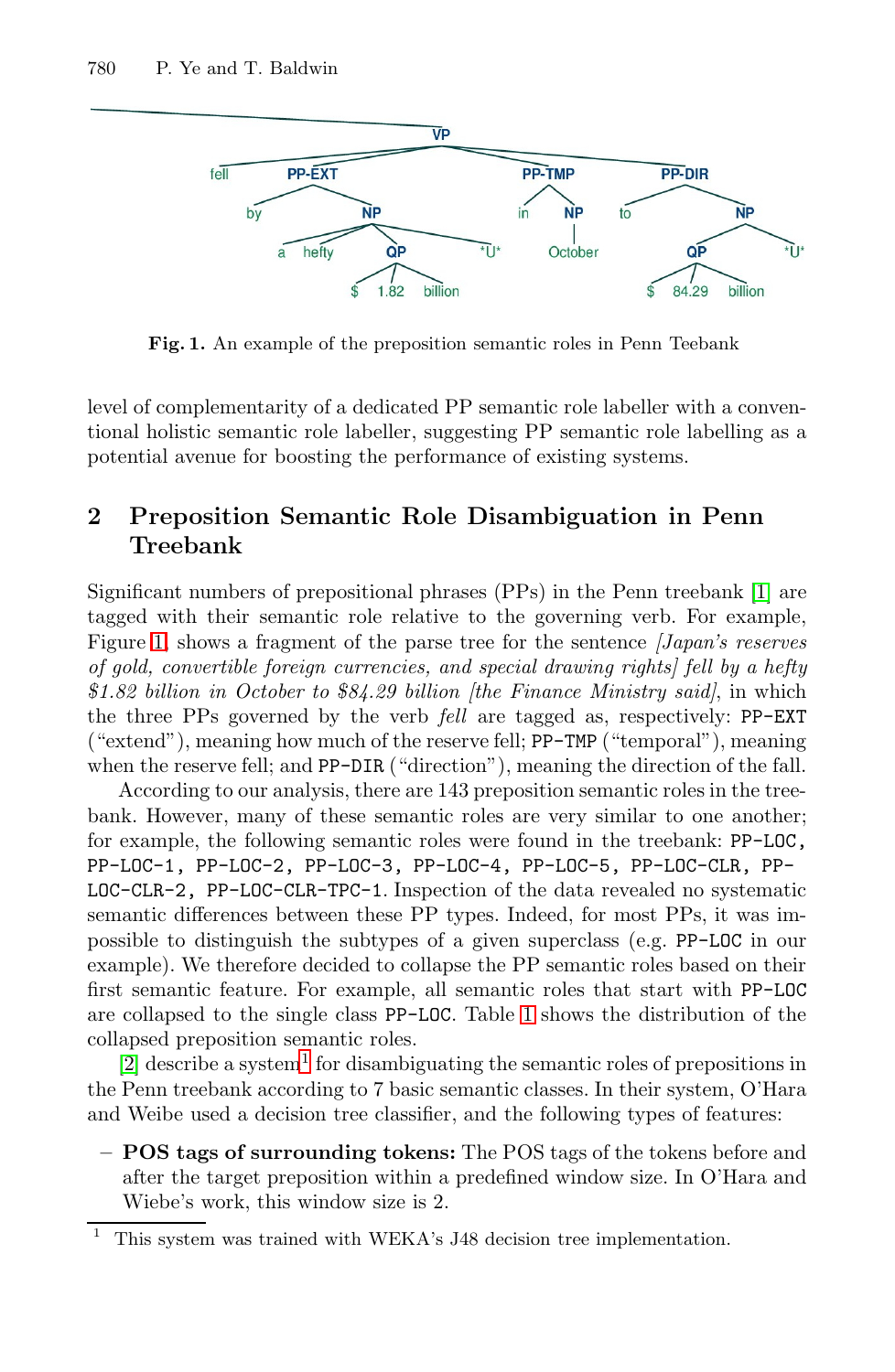Fig. 1. An example of the preposition semantic roles in Penn Teebank

level of complementarity of a dedicated PP semantic role labeller with a conventional holistic semantic role labeller, suggesting PP semantic role labelling as a potential avenue for boosting the performance of existing systems.

## 2 Preposition Semantic Role Disambiguation in Penn Treebank

Significant numbers of prepositional phrases (PPs) in the Penn treebank [1] are tagged with their semantic role relative to the governing verb. For example, Figure 1, shows a fragment of the parse tree for the sentence *[Japan's reserves of gold, convertible foreign currencies, and special drawing rights] fell by a hefty $1.82 billion in October to $84.29 billion [the Finance Ministry said]*, in which the three PPs governed by the verb *fell* are tagged as, respectively: `PP-EXT` ("extend"), meaning how much of the reserve fell; `PP-TMP` ("temporal"), meaning when the reserve fell; and `PP-DIR` ("direction"), meaning the direction of the fall.

According to our analysis, there are 143 preposition semantic roles in the treebank. However, many of these semantic roles are very similar to one another; for example, the following semantic roles were found in the treebank: `PP-LOC`, `PP-LOC-1`, `PP-LOC-2`, `PP-LOC-3`, `PP-LOC-4`, `PP-LOC-5`, `PP-LOC-CLR`, `PP-LOC-CLR-2`, `PP-LOC-CLR-TPC-1`. Inspection of the data revealed no systematic semantic differences between these PP types. Indeed, for most PPs, it was impossible to distinguish the subtypes of a given superclass (e.g. `PP-LOC` in our example). We therefore decided to collapse the PP semantic roles based on their first semantic feature. For example, all semantic roles that start with `PP-LOC` are collapsed to the single class `PP-LOC`. Table 1 shows the distribution of the collapsed preposition semantic roles.

[2] describe a system[1] for disambiguating the semantic roles of prepositions in the Penn treebank according to 7 basic semantic classes. In their system, O'Hara and Weibe used a decision tree classifier, and the following types of features:

- **POS tags of surrounding tokens:** The POS tags of the tokens before and after the target preposition within a predefined window size. In O'Hara and Wiebe's work, this window size is 2.

[1] This system was trained with WEKA's J48 decision tree implementation.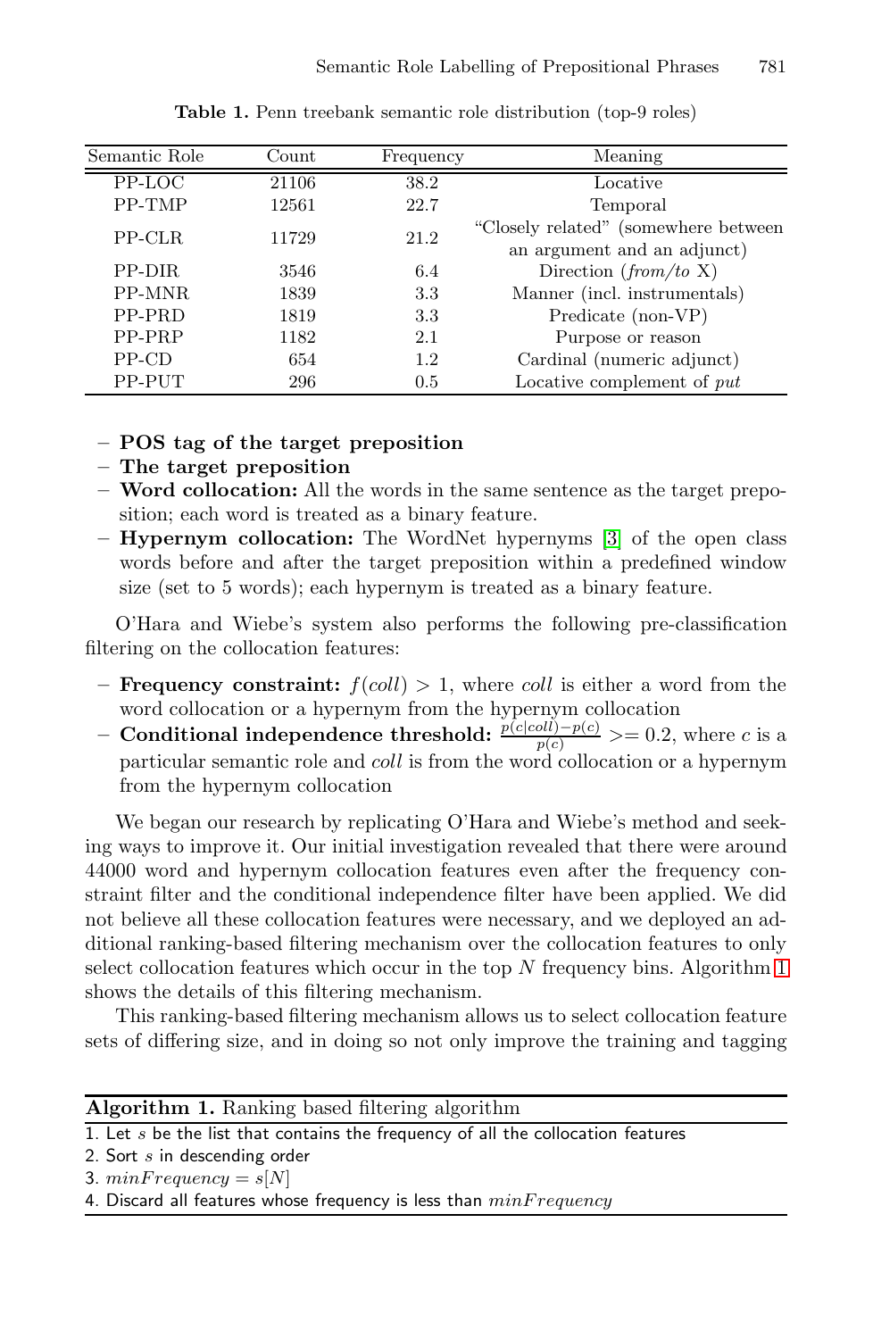**Table 1.** Penn treebank semantic role distribution (top-9 roles)

| Semantic Role | Count | Frequency | Meaning |
|---|---|---|---|
| PP-LOC | 21106 | 38.2 | Locative |
| PP-TMP | 12561 | 22.7 | Temporal |
| PP-CLR | 11729 | 21.2 | "Closely related" (somewhere between an argument and an adjunct) |
| PP-DIR | 3546 | 6.4 | Direction (*from/to* X) |
| PP-MNR | 1839 | 3.3 | Manner (incl. instrumentals) |
| PP-PRD | 1819 | 3.3 | Predicate (non-VP) |
| PP-PRP | 1182 | 2.1 | Purpose or reason |
| PP-CD | 654 | 1.2 | Cardinal (numeric adjunct) |
| PP-PUT | 296 | 0.5 | Locative complement of *put* |

- **POS tag of the target preposition**
- **The target preposition**
- **Word collocation:** All the words in the same sentence as the target preposition; each word is treated as a binary feature.
- **Hypernym collocation:** The WordNet hypernyms [3] of the open class words before and after the target preposition within a predefined window size (set to 5 words); each hypernym is treated as a binary feature.

O'Hara and Wiebe's system also performs the following pre-classification filtering on the collocation features:

- **Frequency constraint:** $f(coll) > 1$, where *coll* is either a word from the word collocation or a hypernym from the hypernym collocation
- **Conditional independence threshold:** $\frac{p(c|coll)-p(c)}{p(c)} >= 0.2$, where $c$ is a particular semantic role and *coll* is from the word collocation or a hypernym from the hypernym collocation

We began our research by replicating O'Hara and Wiebe's method and seeking ways to improve it. Our initial investigation revealed that there were around 44000 word and hypernym collocation features even after the frequency constraint filter and the conditional independence filter have been applied. We did not believe all these collocation features were necessary, and we deployed an additional ranking-based filtering mechanism over the collocation features to only select collocation features which occur in the top $N$ frequency bins. Algorithm 1 shows the details of this filtering mechanism.

This ranking-based filtering mechanism allows us to select collocation feature sets of differing size, and in doing so not only improve the training and tagging

**Algorithm 1.** Ranking based filtering algorithm

1. Let $s$ be the list that contains the frequency of all the collocation features
2. Sort $s$ in descending order
3. $minFrequency = s[N]$
4. Discard all features whose frequency is less than $minFrequency$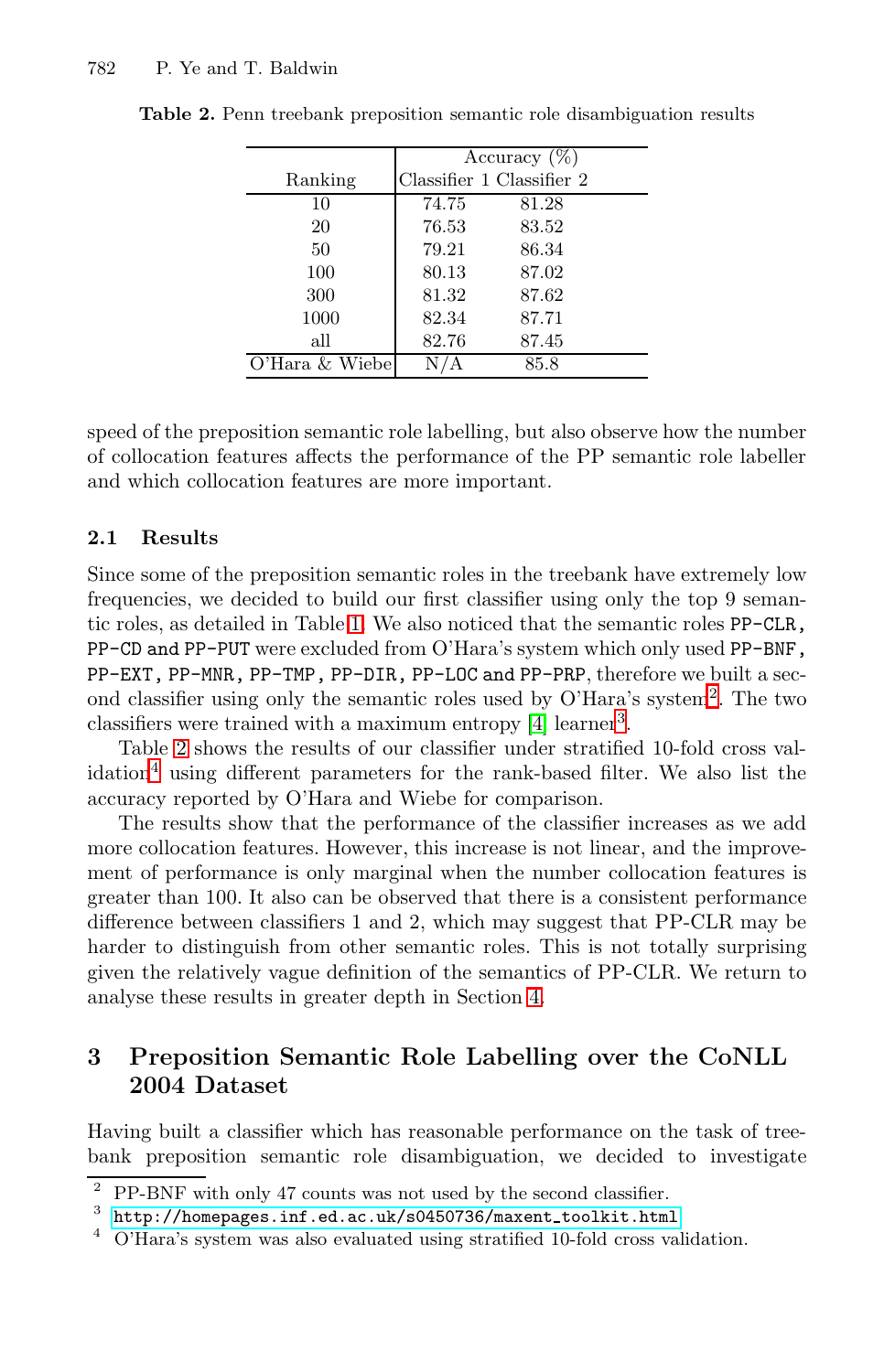**Table 2.** Penn treebank preposition semantic role disambiguation results

| Ranking | Accuracy (%) | |
|---|---|---|
| | Classifier 1 | Classifier 2 |
| 10 | 74.75 | 81.28 |
| 20 | 76.53 | 83.52 |
| 50 | 79.21 | 86.34 |
| 100 | 80.13 | 87.02 |
| 300 | 81.32 | 87.62 |
| 1000 | 82.34 | 87.71 |
| all | 82.76 | 87.45 |
| O'Hara & Wiebe | N/A | 85.8 |

speed of the preposition semantic role labelling, but also observe how the number of collocation features affects the performance of the PP semantic role labeller and which collocation features are more important.

### 2.1 Results

Since some of the preposition semantic roles in the treebank have extremely low frequencies, we decided to build our first classifier using only the top 9 semantic roles, as detailed in Table 1. We also noticed that the semantic roles PP-CLR, PP-CD and PP-PUT were excluded from O'Hara's system which only used PP-BNF, PP-EXT, PP-MNR, PP-TMP, PP-DIR, PP-LOC and PP-PRP, therefore we built a second classifier using only the semantic roles used by O'Hara's system[2]. The two classifiers were trained with a maximum entropy [4] learner[3].

Table 2 shows the results of our classifier under stratified 10-fold cross validation[4] using different parameters for the rank-based filter. We also list the accuracy reported by O'Hara and Wiebe for comparison.

The results show that the performance of the classifier increases as we add more collocation features. However, this increase is not linear, and the improvement of performance is only marginal when the number collocation features is greater than 100. It also can be observed that there is a consistent performance difference between classifiers 1 and 2, which may suggest that PP-CLR may be harder to distinguish from other semantic roles. This is not totally surprising given the relatively vague definition of the semantics of PP-CLR. We return to analyse these results in greater depth in Section 4.

## 3 Preposition Semantic Role Labelling over the CoNLL 2004 Dataset

Having built a classifier which has reasonable performance on the task of treebank preposition semantic role disambiguation, we decided to investigate

---

[2] PP-BNF with only 47 counts was not used by the second classifier.

[3] http://homepages.inf.ed.ac.uk/s0450736/maxent_toolkit.html

[4] O'Hara's system was also evaluated using stratified 10-fold cross validation.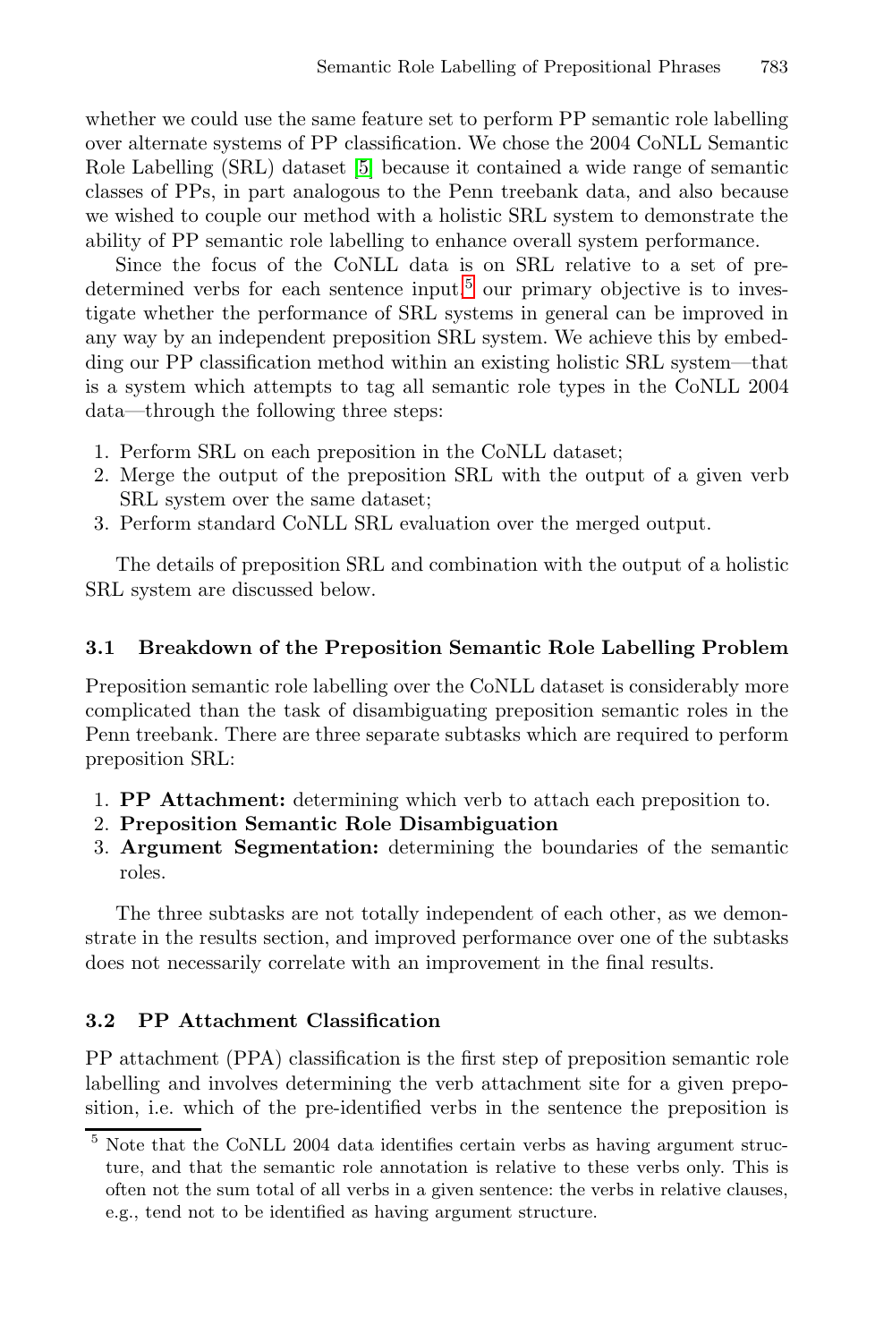whether we could use the same feature set to perform PP semantic role labelling over alternate systems of PP classification. We chose the 2004 CoNLL Semantic Role Labelling (SRL) dataset [5] because it contained a wide range of semantic classes of PPs, in part analogous to the Penn treebank data, and also because we wished to couple our method with a holistic SRL system to demonstrate the ability of PP semantic role labelling to enhance overall system performance.

Since the focus of the CoNLL data is on SRL relative to a set of predetermined verbs for each sentence input,[5] our primary objective is to investigate whether the performance of SRL systems in general can be improved in any way by an independent preposition SRL system. We achieve this by embedding our PP classification method within an existing holistic SRL system—that is a system which attempts to tag all semantic role types in the CoNLL 2004 data—through the following three steps:

1. Perform SRL on each preposition in the CoNLL dataset;
2. Merge the output of the preposition SRL with the output of a given verb SRL system over the same dataset;
3. Perform standard CoNLL SRL evaluation over the merged output.

The details of preposition SRL and combination with the output of a holistic SRL system are discussed below.

### 3.1 Breakdown of the Preposition Semantic Role Labelling Problem

Preposition semantic role labelling over the CoNLL dataset is considerably more complicated than the task of disambiguating preposition semantic roles in the Penn treebank. There are three separate subtasks which are required to perform preposition SRL:

1. **PP Attachment:** determining which verb to attach each preposition to.
2. **Preposition Semantic Role Disambiguation**
3. **Argument Segmentation:** determining the boundaries of the semantic roles.

The three subtasks are not totally independent of each other, as we demonstrate in the results section, and improved performance over one of the subtasks does not necessarily correlate with an improvement in the final results.

### 3.2 PP Attachment Classification

PP attachment (PPA) classification is the first step of preposition semantic role labelling and involves determining the verb attachment site for a given preposition, i.e. which of the pre-identified verbs in the sentence the preposition is

[5] Note that the CoNLL 2004 data identifies certain verbs as having argument structure, and that the semantic role annotation is relative to these verbs only. This is often not the sum total of all verbs in a given sentence: the verbs in relative clauses, e.g., tend not to be identified as having argument structure.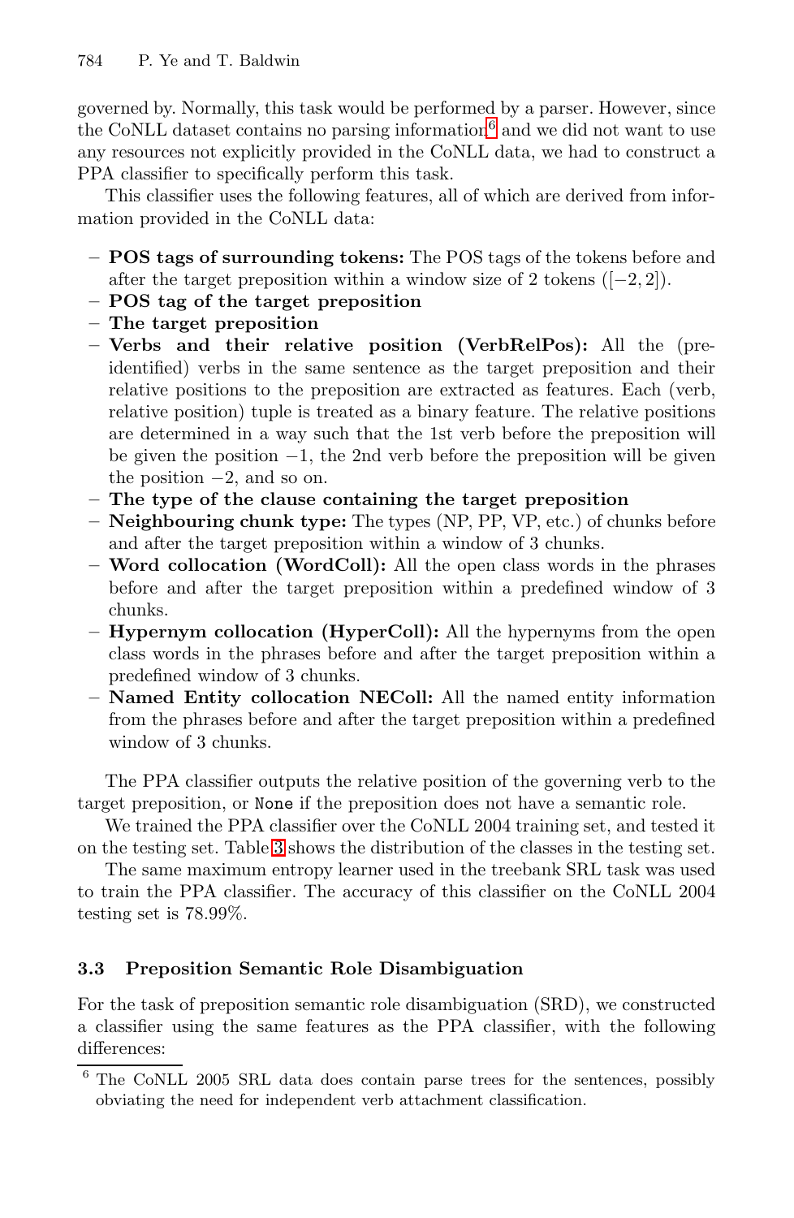governed by. Normally, this task would be performed by a parser. However, since the CoNLL dataset contains no parsing information[6] and we did not want to use any resources not explicitly provided in the CoNLL data, we had to construct a PPA classifier to specifically perform this task.

This classifier uses the following features, all of which are derived from information provided in the CoNLL data:

- **POS tags of surrounding tokens:** The POS tags of the tokens before and after the target preposition within a window size of 2 tokens ($[-2, 2]$).
- **POS tag of the target preposition**
- **The target preposition**
- **Verbs and their relative position (VerbRelPos):** All the (pre-identified) verbs in the same sentence as the target preposition and their relative positions to the preposition are extracted as features. Each (verb, relative position) tuple is treated as a binary feature. The relative positions are determined in a way such that the 1st verb before the preposition will be given the position $-1$, the 2nd verb before the preposition will be given the position $-2$, and so on.
- **The type of the clause containing the target preposition**
- **Neighbouring chunk type:** The types (NP, PP, VP, etc.) of chunks before and after the target preposition within a window of 3 chunks.
- **Word collocation (WordColl):** All the open class words in the phrases before and after the target preposition within a predefined window of 3 chunks.
- **Hypernym collocation (HyperColl):** All the hypernyms from the open class words in the phrases before and after the target preposition within a predefined window of 3 chunks.
- **Named Entity collocation NEColl:** All the named entity information from the phrases before and after the target preposition within a predefined window of 3 chunks.

The PPA classifier outputs the relative position of the governing verb to the target preposition, or `None` if the preposition does not have a semantic role.

We trained the PPA classifier over the CoNLL 2004 training set, and tested it on the testing set. Table 3 shows the distribution of the classes in the testing set.

The same maximum entropy learner used in the treebank SRL task was used to train the PPA classifier. The accuracy of this classifier on the CoNLL 2004 testing set is 78.99%.

### 3.3 Preposition Semantic Role Disambiguation

For the task of preposition semantic role disambiguation (SRD), we constructed a classifier using the same features as the PPA classifier, with the following differences:

[6] The CoNLL 2005 SRL data does contain parse trees for the sentences, possibly obviating the need for independent verb attachment classification.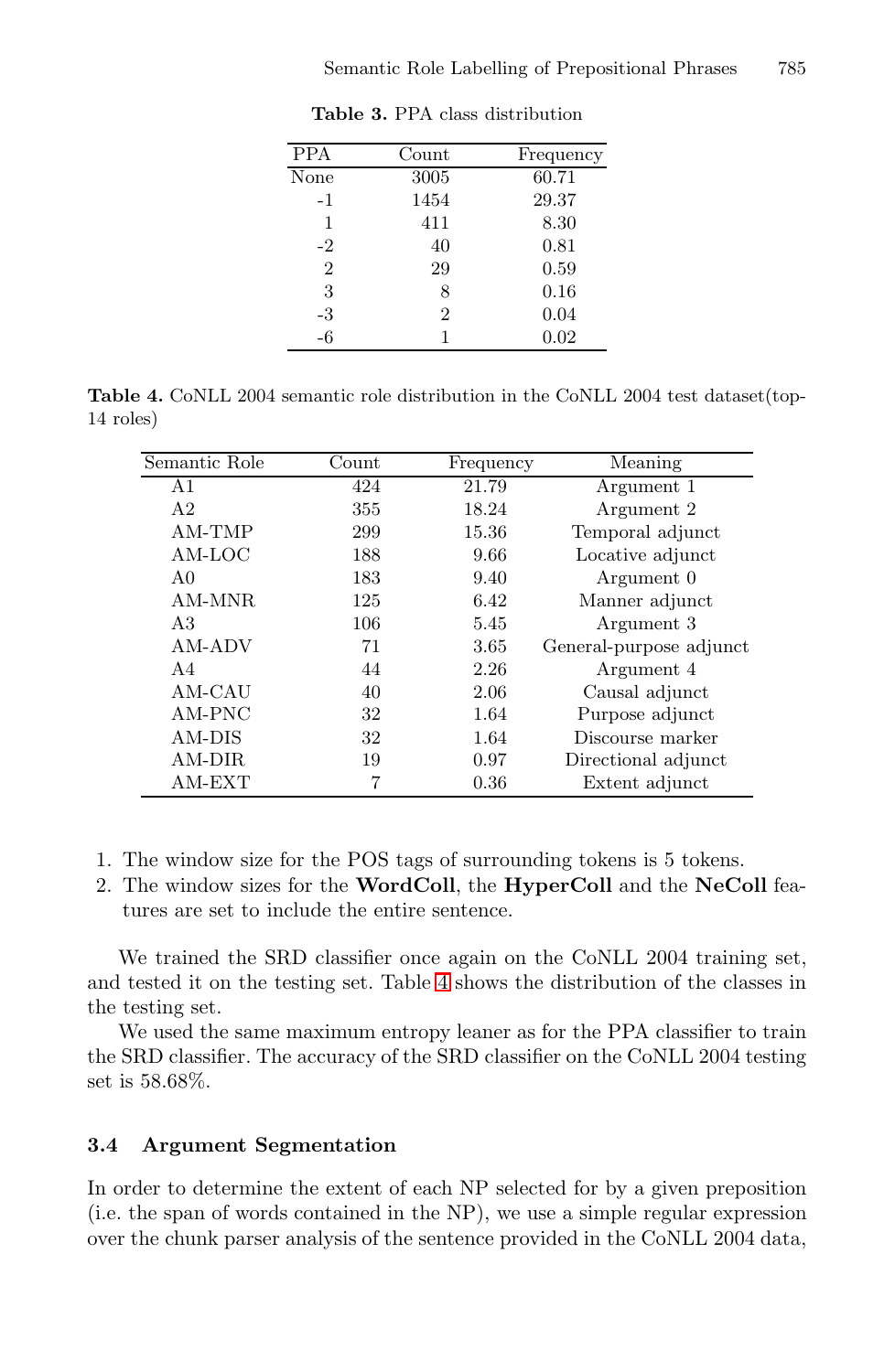**Table 3.** PPA class distribution

| PPA | Count | Frequency |
|---|---|---|
| None | 3005 | 60.71 |
| -1 | 1454 | 29.37 |
| 1 | 411 | 8.30 |
| -2 | 40 | 0.81 |
| 2 | 29 | 0.59 |
| 3 | 8 | 0.16 |
| -3 | 2 | 0.04 |
| -6 | 1 | 0.02 |

**Table 4.** CoNLL 2004 semantic role distribution in the CoNLL 2004 test dataset(top-14 roles)

| Semantic Role | Count | Frequency | Meaning |
|---|---|---|---|
| A1 | 424 | 21.79 | Argument 1 |
| A2 | 355 | 18.24 | Argument 2 |
| AM-TMP | 299 | 15.36 | Temporal adjunct |
| AM-LOC | 188 | 9.66 | Locative adjunct |
| A0 | 183 | 9.40 | Argument 0 |
| AM-MNR | 125 | 6.42 | Manner adjunct |
| A3 | 106 | 5.45 | Argument 3 |
| AM-ADV | 71 | 3.65 | General-purpose adjunct |
| A4 | 44 | 2.26 | Argument 4 |
| AM-CAU | 40 | 2.06 | Causal adjunct |
| AM-PNC | 32 | 1.64 | Purpose adjunct |
| AM-DIS | 32 | 1.64 | Discourse marker |
| AM-DIR | 19 | 0.97 | Directional adjunct |
| AM-EXT | 7 | 0.36 | Extent adjunct |

1. The window size for the POS tags of surrounding tokens is 5 tokens.
2. The window sizes for the **WordColl**, the **HyperColl** and the **NeColl** features are set to include the entire sentence.

We trained the SRD classifier once again on the CoNLL 2004 training set, and tested it on the testing set. Table 4 shows the distribution of the classes in the testing set.

We used the same maximum entropy leaner as for the PPA classifier to train the SRD classifier. The accuracy of the SRD classifier on the CoNLL 2004 testing set is 58.68%.

### 3.4 Argument Segmentation

In order to determine the extent of each NP selected for by a given preposition (i.e. the span of words contained in the NP), we use a simple regular expression over the chunk parser analysis of the sentence provided in the CoNLL 2004 data,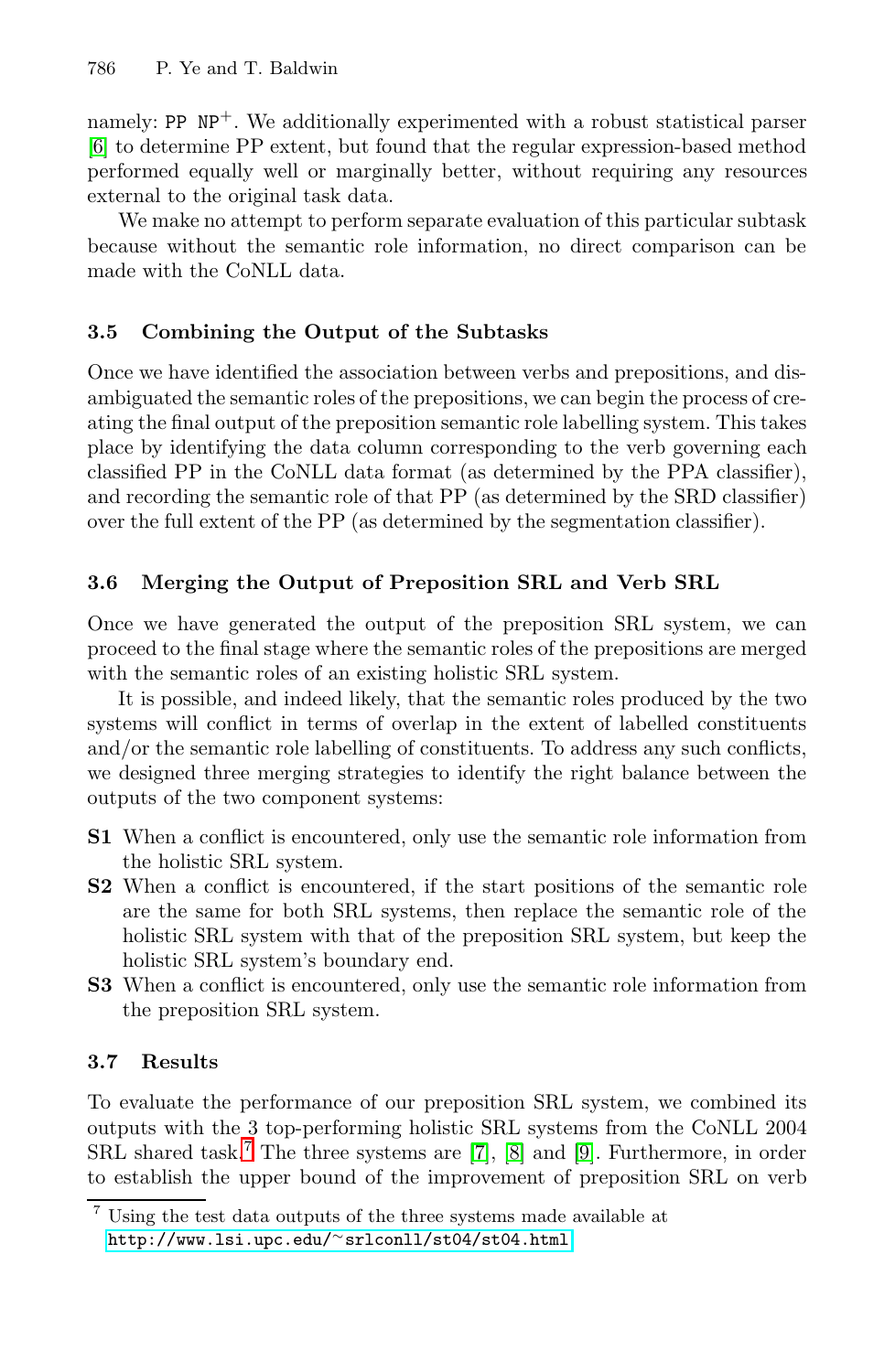namely: `PP NP`$^+$. We additionally experimented with a robust statistical parser [6] to determine PP extent, but found that the regular expression-based method performed equally well or marginally better, without requiring any resources external to the original task data.

We make no attempt to perform separate evaluation of this particular subtask because without the semantic role information, no direct comparison can be made with the CoNLL data.

### 3.5 Combining the Output of the Subtasks

Once we have identified the association between verbs and prepositions, and disambiguated the semantic roles of the prepositions, we can begin the process of creating the final output of the preposition semantic role labelling system. This takes place by identifying the data column corresponding to the verb governing each classified PP in the CoNLL data format (as determined by the PPA classifier), and recording the semantic role of that PP (as determined by the SRD classifier) over the full extent of the PP (as determined by the segmentation classifier).

### 3.6 Merging the Output of Preposition SRL and Verb SRL

Once we have generated the output of the preposition SRL system, we can proceed to the final stage where the semantic roles of the prepositions are merged with the semantic roles of an existing holistic SRL system.

It is possible, and indeed likely, that the semantic roles produced by the two systems will conflict in terms of overlap in the extent of labelled constituents and/or the semantic role labelling of constituents. To address any such conflicts, we designed three merging strategies to identify the right balance between the outputs of the two component systems:

- **S1** When a conflict is encountered, only use the semantic role information from the holistic SRL system.
- **S2** When a conflict is encountered, if the start positions of the semantic role are the same for both SRL systems, then replace the semantic role of the holistic SRL system with that of the preposition SRL system, but keep the holistic SRL system's boundary end.
- **S3** When a conflict is encountered, only use the semantic role information from the preposition SRL system.

### 3.7 Results

To evaluate the performance of our preposition SRL system, we combined its outputs with the 3 top-performing holistic SRL systems from the CoNLL 2004 SRL shared task.[7] The three systems are [7], [8] and [9]. Furthermore, in order to establish the upper bound of the improvement of preposition SRL on verb

[7] Using the test data outputs of the three systems made available at `http://www.lsi.upc.edu/~srlconll/st04/st04.html`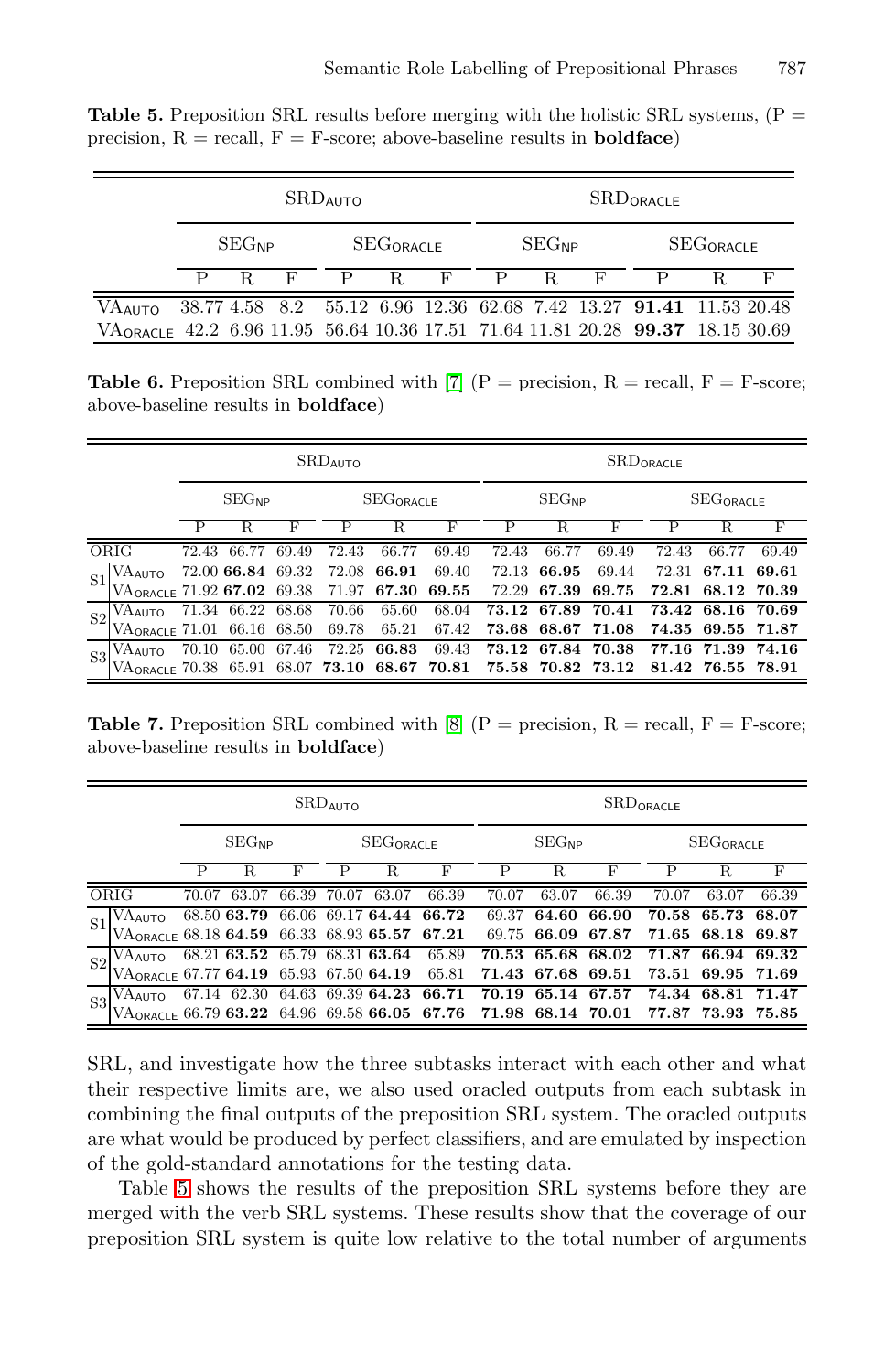**Table 5.** Preposition SRL results before merging with the holistic SRL systems, (P = precision, R = recall, F = F-score; above-baseline results in **boldface**)

| | $SRD_{AUTO}$ | | | | | | $SRD_{ORACLE}$ | | | | | |
|---|---|---|---|---|---|---|---|---|---|---|---|---|
| | $SEG_{NP}$ | | | $SEG_{ORACLE}$ | | | $SEG_{NP}$ | | | $SEG_{ORACLE}$ | | |
| | P | R | F | P | R | F | P | R | F | P | R | F |
| $VA_{AUTO}$ | 38.77 | 4.58 | 8.2 | 55.12 | 6.96 | 12.36 | 62.68 | 7.42 | 13.27 | **91.41** | 11.53 | 20.48 |
| $VA_{ORACLE}$ | 42.2 | 6.96 | 11.95 | 56.64 | 10.36 | 17.51 | 71.64 | 11.81 | 20.28 | **99.37** | 18.15 | 30.69 |

**Table 6.** Preposition SRL combined with [7] (P = precision, R = recall, F = F-score; above-baseline results in **boldface**)

| | | $SRD_{AUTO}$ | | | | | | $SRD_{ORACLE}$ | | | | | |
|---|---|---|---|---|---|---|---|---|---|---|---|---|---|
| | | $SEG_{NP}$ | | | $SEG_{ORACLE}$ | | | $SEG_{NP}$ | | | $SEG_{ORACLE}$ | | |
| | | P | R | F | P | R | F | P | R | F | P | R | F |
| ORIG | | 72.43 | 66.77 | 69.49 | 72.43 | 66.77 | 69.49 | 72.43 | 66.77 | 69.49 | 72.43 | 66.77 | 69.49 |
| S1 | $VA_{AUTO}$ | 72.00 | **66.84** | 69.32 | 72.08 | **66.91** | 69.40 | 72.13 | **66.95** | 69.44 | 72.31 | **67.11** | **69.61** |
| | $VA_{ORACLE}$ | 71.92 | **67.02** | 69.38 | 71.97 | **67.30** | **69.55** | 72.29 | **67.39** | **69.75** | **72.81** | **68.12** | **70.39** |
| S2 | $VA_{AUTO}$ | 71.34 | 66.22 | 68.68 | 70.66 | 65.60 | 68.04 | **73.12** | **67.89** | **70.41** | **73.42** | **68.16** | **70.69** |
| | $VA_{ORACLE}$ | 71.01 | 66.16 | 68.50 | 69.78 | 65.21 | 67.42 | **73.68** | **68.67** | **71.08** | **74.35** | **69.55** | **71.87** |
| S3 | $VA_{AUTO}$ | 70.10 | 65.00 | 67.46 | 72.25 | **66.83** | 69.43 | **73.12** | **67.84** | **70.38** | **77.16** | **71.39** | **74.16** |
| | $VA_{ORACLE}$ | 70.38 | 65.91 | 68.07 | **73.10** | **68.67** | **70.81** | **75.58** | **70.82** | **73.12** | **81.42** | **76.55** | **78.91** |

**Table 7.** Preposition SRL combined with [8] (P = precision, R = recall, F = F-score; above-baseline results in **boldface**)

| | | $SRD_{AUTO}$ | | | | | | $SRD_{ORACLE}$ | | | | | |
|---|---|---|---|---|---|---|---|---|---|---|---|---|---|
| | | $SEG_{NP}$ | | | $SEG_{ORACLE}$ | | | $SEG_{NP}$ | | | $SEG_{ORACLE}$ | | |
| | | P | R | F | P | R | F | P | R | F | P | R | F |
| ORIG | | 70.07 | 63.07 | 66.39 | 70.07 | 63.07 | 66.39 | 70.07 | 63.07 | 66.39 | 70.07 | 63.07 | 66.39 |
| S1 | $VA_{AUTO}$ | 68.50 | **63.79** | 66.06 | 69.17 | **64.44** | **66.72** | 69.37 | **64.60** | **66.90** | **70.58** | **65.73** | **68.07** |
| | $VA_{ORACLE}$ | 68.18 | **64.59** | 66.33 | 68.93 | **65.57** | **67.21** | 69.75 | **66.09** | **67.87** | **71.65** | **68.18** | **69.87** |
| S2 | $VA_{AUTO}$ | 68.21 | **63.52** | 65.79 | 68.31 | **63.64** | 65.89 | **70.53** | **65.68** | **68.02** | **71.87** | **66.94** | **69.32** |
| | $VA_{ORACLE}$ | 67.77 | **64.19** | 65.93 | 67.50 | **64.19** | 65.81 | **71.43** | **67.68** | **69.51** | **73.51** | **69.95** | **71.69** |
| S3 | $VA_{AUTO}$ | 67.14 | 62.30 | 64.63 | 69.39 | **64.23** | **66.71** | **70.19** | **65.14** | **67.57** | **74.34** | **68.81** | **71.47** |
| | $VA_{ORACLE}$ | 66.79 | **63.22** | 64.96 | 69.58 | **66.05** | **67.76** | **71.98** | **68.14** | **70.01** | **77.87** | **73.93** | **75.85** |

SRL, and investigate how the three subtasks interact with each other and what their respective limits are, we also used oracled outputs from each subtask in combining the final outputs of the preposition SRL system. The oracled outputs are what would be produced by perfect classifiers, and are emulated by inspection of the gold-standard annotations for the testing data.

Table 5 shows the results of the preposition SRL systems before they are merged with the verb SRL systems. These results show that the coverage of our preposition SRL system is quite low relative to the total number of arguments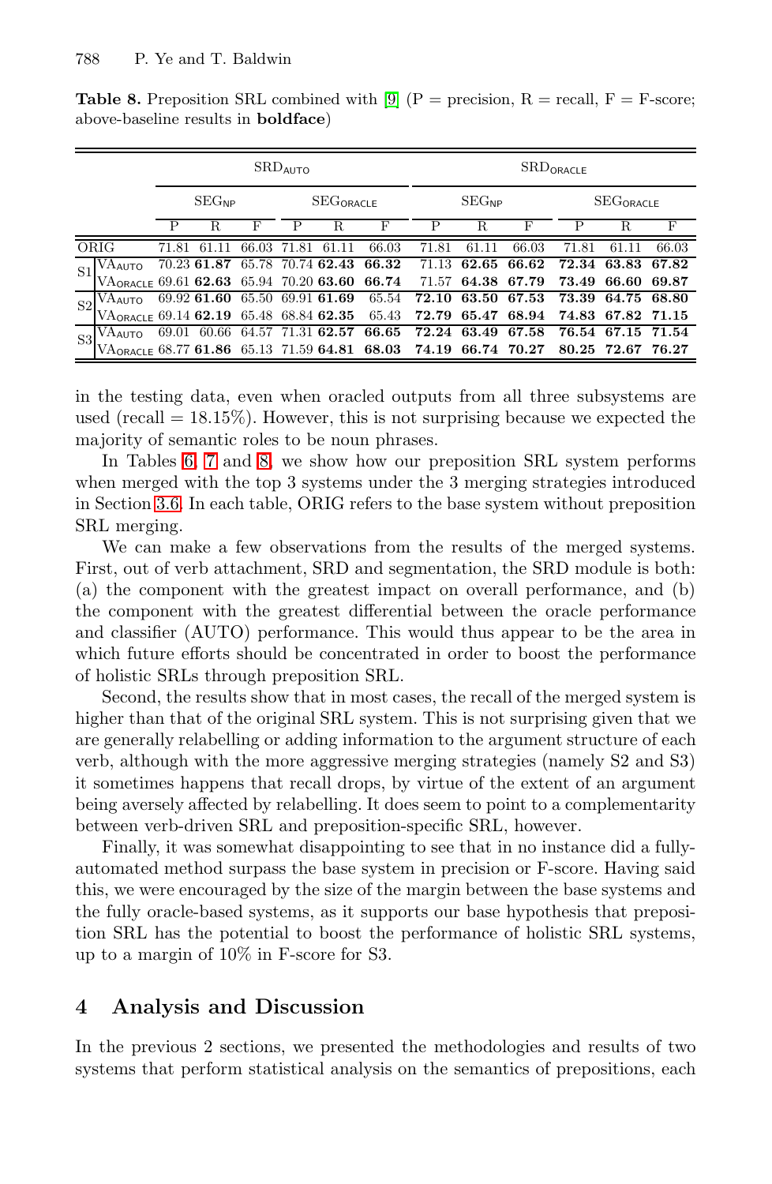**Table 8.** Preposition SRL combined with [9] (P = precision, R = recall, F = F-score; above-baseline results in **boldface**)

| | | $SRD_{AUTO}$ | | | | | | $SRD_{ORACLE}$ | | | | | |
|---|---|---|---|---|---|---|---|---|---|---|---|---|---|
| | | $SEG_{NP}$ | | | $SEG_{ORACLE}$ | | | $SEG_{NP}$ | | | $SEG_{ORACLE}$ | | |
| | | P | R | F | P | R | F | P | R | F | P | R | F |
| ORIG | | 71.81 | 61.11 | 66.03 | 71.81 | 61.11 | 66.03 | 71.81 | 61.11 | 66.03 | 71.81 | 61.11 | 66.03 |
| S1 | $VA_{AUTO}$ | 70.23 | **61.87** | 65.78 | 70.74 | **62.43** | **66.32** | 71.13 | **62.65** | **66.62** | **72.34** | **63.83** | **67.82** |
| | $VA_{ORACLE}$ | 69.61 | **62.63** | 65.94 | 70.20 | **63.60** | **66.74** | 71.57 | **64.38** | **67.79** | **73.49** | **66.60** | **69.87** |
| S2 | $VA_{AUTO}$ | 69.92 | **61.60** | 65.50 | 69.91 | **61.69** | 65.54 | **72.10** | **63.50** | **67.53** | **73.39** | **64.75** | **68.80** |
| | $VA_{ORACLE}$ | 69.14 | **62.19** | 65.48 | 68.84 | **62.35** | 65.43 | **72.79** | **65.47** | **68.94** | **74.83** | **67.82** | **71.15** |
| S3 | $VA_{AUTO}$ | 69.01 | 60.66 | 64.57 | 71.31 | **62.57** | **66.65** | **72.24** | **63.49** | **67.58** | **76.54** | **67.15** | **71.54** |
| | $VA_{ORACLE}$ | 68.77 | **61.86** | 65.13 | 71.59 | **64.81** | **68.03** | **74.19** | **66.74** | **70.27** | **80.25** | **72.67** | **76.27** |

in the testing data, even when oracled outputs from all three subsystems are used (recall = 18.15%). However, this is not surprising because we expected the majority of semantic roles to be noun phrases.

In Tables 6, 7 and 8, we show how our preposition SRL system performs when merged with the top 3 systems under the 3 merging strategies introduced in Section 3.6. In each table, ORIG refers to the base system without preposition SRL merging.

We can make a few observations from the results of the merged systems. First, out of verb attachment, SRD and segmentation, the SRD module is both: (a) the component with the greatest impact on overall performance, and (b) the component with the greatest differential between the oracle performance and classifier (AUTO) performance. This would thus appear to be the area in which future efforts should be concentrated in order to boost the performance of holistic SRLs through preposition SRL.

Second, the results show that in most cases, the recall of the merged system is higher than that of the original SRL system. This is not surprising given that we are generally relabelling or adding information to the argument structure of each verb, although with the more aggressive merging strategies (namely S2 and S3) it sometimes happens that recall drops, by virtue of the extent of an argument being aversely affected by relabelling. It does seem to point to a complementarity between verb-driven SRL and preposition-specific SRL, however.

Finally, it was somewhat disappointing to see that in no instance did a fully-automated method surpass the base system in precision or F-score. Having said this, we were encouraged by the size of the margin between the base systems and the fully oracle-based systems, as it supports our base hypothesis that preposition SRL has the potential to boost the performance of holistic SRL systems, up to a margin of 10% in F-score for S3.

## 4 Analysis and Discussion

In the previous 2 sections, we presented the methodologies and results of two systems that perform statistical analysis on the semantics of prepositions, each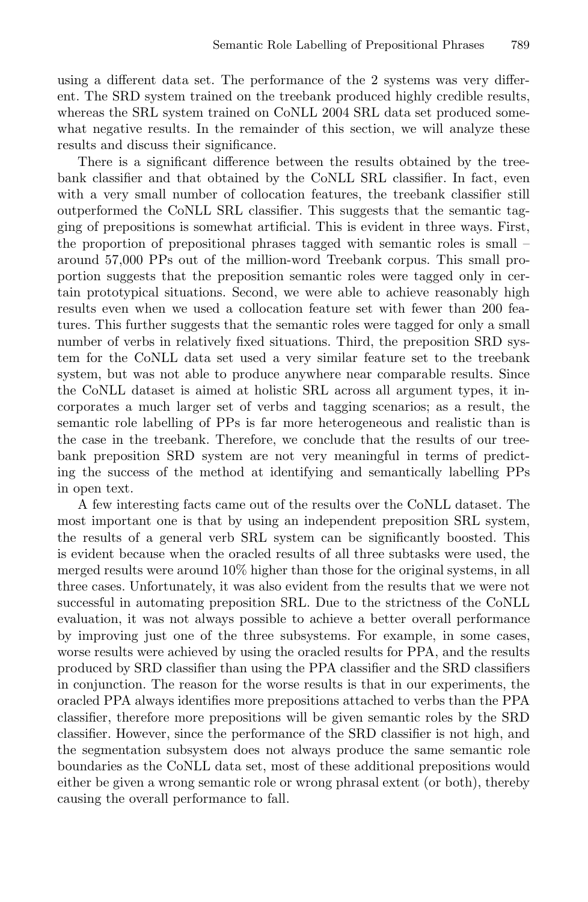using a different data set. The performance of the 2 systems was very different. The SRD system trained on the treebank produced highly credible results, whereas the SRL system trained on CoNLL 2004 SRL data set produced somewhat negative results. In the remainder of this section, we will analyze these results and discuss their significance.

There is a significant difference between the results obtained by the treebank classifier and that obtained by the CoNLL SRL classifier. In fact, even with a very small number of collocation features, the treebank classifier still outperformed the CoNLL SRL classifier. This suggests that the semantic tagging of prepositions is somewhat artificial. This is evident in three ways. First, the proportion of prepositional phrases tagged with semantic roles is small – around 57,000 PPs out of the million-word Treebank corpus. This small proportion suggests that the preposition semantic roles were tagged only in certain prototypical situations. Second, we were able to achieve reasonably high results even when we used a collocation feature set with fewer than 200 features. This further suggests that the semantic roles were tagged for only a small number of verbs in relatively fixed situations. Third, the preposition SRD system for the CoNLL data set used a very similar feature set to the treebank system, but was not able to produce anywhere near comparable results. Since the CoNLL dataset is aimed at holistic SRL across all argument types, it incorporates a much larger set of verbs and tagging scenarios; as a result, the semantic role labelling of PPs is far more heterogeneous and realistic than is the case in the treebank. Therefore, we conclude that the results of our treebank preposition SRD system are not very meaningful in terms of predicting the success of the method at identifying and semantically labelling PPs in open text.

A few interesting facts came out of the results over the CoNLL dataset. The most important one is that by using an independent preposition SRL system, the results of a general verb SRL system can be significantly boosted. This is evident because when the oracled results of all three subtasks were used, the merged results were around 10% higher than those for the original systems, in all three cases. Unfortunately, it was also evident from the results that we were not successful in automating preposition SRL. Due to the strictness of the CoNLL evaluation, it was not always possible to achieve a better overall performance by improving just one of the three subsystems. For example, in some cases, worse results were achieved by using the oracled results for PPA, and the results produced by SRD classifier than using the PPA classifier and the SRD classifiers in conjunction. The reason for the worse results is that in our experiments, the oracled PPA always identifies more prepositions attached to verbs than the PPA classifier, therefore more prepositions will be given semantic roles by the SRD classifier. However, since the performance of the SRD classifier is not high, and the segmentation subsystem does not always produce the same semantic role boundaries as the CoNLL data set, most of these additional prepositions would either be given a wrong semantic role or wrong phrasal extent (or both), thereby causing the overall performance to fall.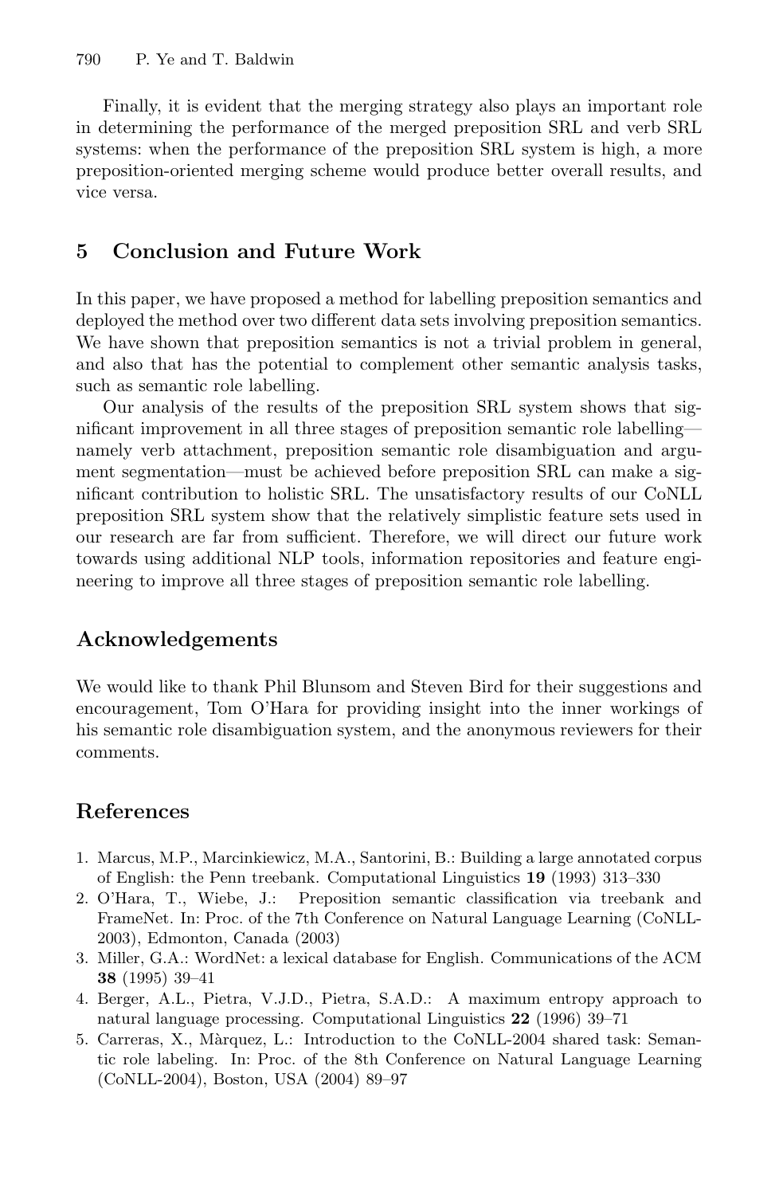Finally, it is evident that the merging strategy also plays an important role in determining the performance of the merged preposition SRL and verb SRL systems: when the performance of the preposition SRL system is high, a more preposition-oriented merging scheme would produce better overall results, and vice versa.

## 5 Conclusion and Future Work

In this paper, we have proposed a method for labelling preposition semantics and deployed the method over two different data sets involving preposition semantics. We have shown that preposition semantics is not a trivial problem in general, and also that has the potential to complement other semantic analysis tasks, such as semantic role labelling.

Our analysis of the results of the preposition SRL system shows that significant improvement in all three stages of preposition semantic role labelling—namely verb attachment, preposition semantic role disambiguation and argument segmentation—must be achieved before preposition SRL can make a significant contribution to holistic SRL. The unsatisfactory results of our CoNLL preposition SRL system show that the relatively simplistic feature sets used in our research are far from sufficient. Therefore, we will direct our future work towards using additional NLP tools, information repositories and feature engineering to improve all three stages of preposition semantic role labelling.

## Acknowledgements

We would like to thank Phil Blunsom and Steven Bird for their suggestions and encouragement, Tom O'Hara for providing insight into the inner workings of his semantic role disambiguation system, and the anonymous reviewers for their comments.

## References

1. Marcus, M.P., Marcinkiewicz, M.A., Santorini, B.: Building a large annotated corpus of English: the Penn treebank. Computational Linguistics **19** (1993) 313–330
2. O'Hara, T., Wiebe, J.: Preposition semantic classification via treebank and FrameNet. In: Proc. of the 7th Conference on Natural Language Learning (CoNLL-2003), Edmonton, Canada (2003)
3. Miller, G.A.: WordNet: a lexical database for English. Communications of the ACM **38** (1995) 39–41
4. Berger, A.L., Pietra, V.J.D., Pietra, S.A.D.: A maximum entropy approach to natural language processing. Computational Linguistics **22** (1996) 39–71
5. Carreras, X., Màrquez, L.: Introduction to the CoNLL-2004 shared task: Semantic role labeling. In: Proc. of the 8th Conference on Natural Language Learning (CoNLL-2004), Boston, USA (2004) 89–97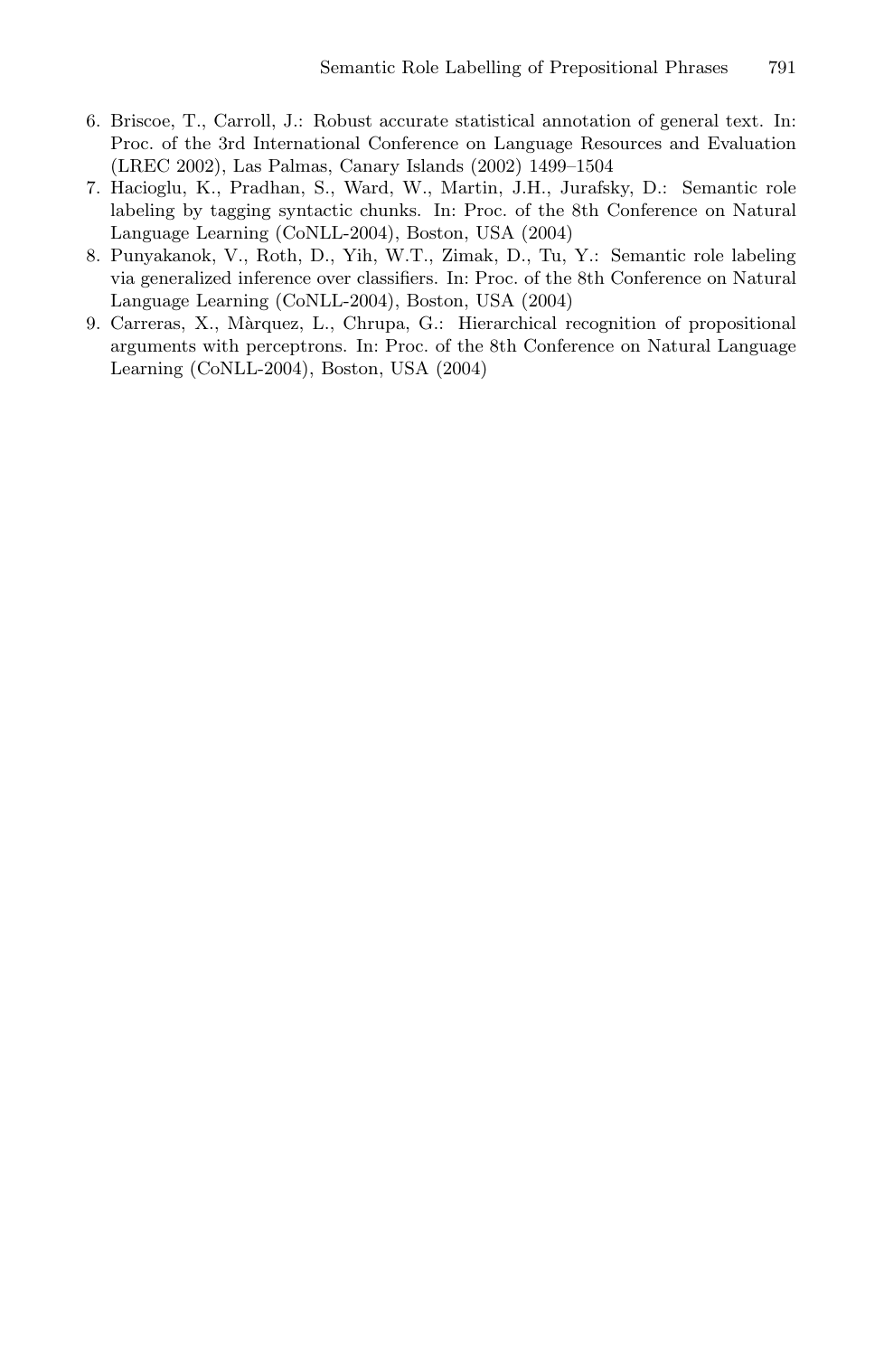6. Briscoe, T., Carroll, J.: Robust accurate statistical annotation of general text. In: Proc. of the 3rd International Conference on Language Resources and Evaluation (LREC 2002), Las Palmas, Canary Islands (2002) 1499–1504
7. Hacioglu, K., Pradhan, S., Ward, W., Martin, J.H., Jurafsky, D.: Semantic role labeling by tagging syntactic chunks. In: Proc. of the 8th Conference on Natural Language Learning (CoNLL-2004), Boston, USA (2004)
8. Punyakanok, V., Roth, D., Yih, W.T., Zimak, D., Tu, Y.: Semantic role labeling via generalized inference over classifiers. In: Proc. of the 8th Conference on Natural Language Learning (CoNLL-2004), Boston, USA (2004)
9. Carreras, X., Màrquez, L., Chrupa, G.: Hierarchical recognition of propositional arguments with perceptrons. In: Proc. of the 8th Conference on Natural Language Learning (CoNLL-2004), Boston, USA (2004)